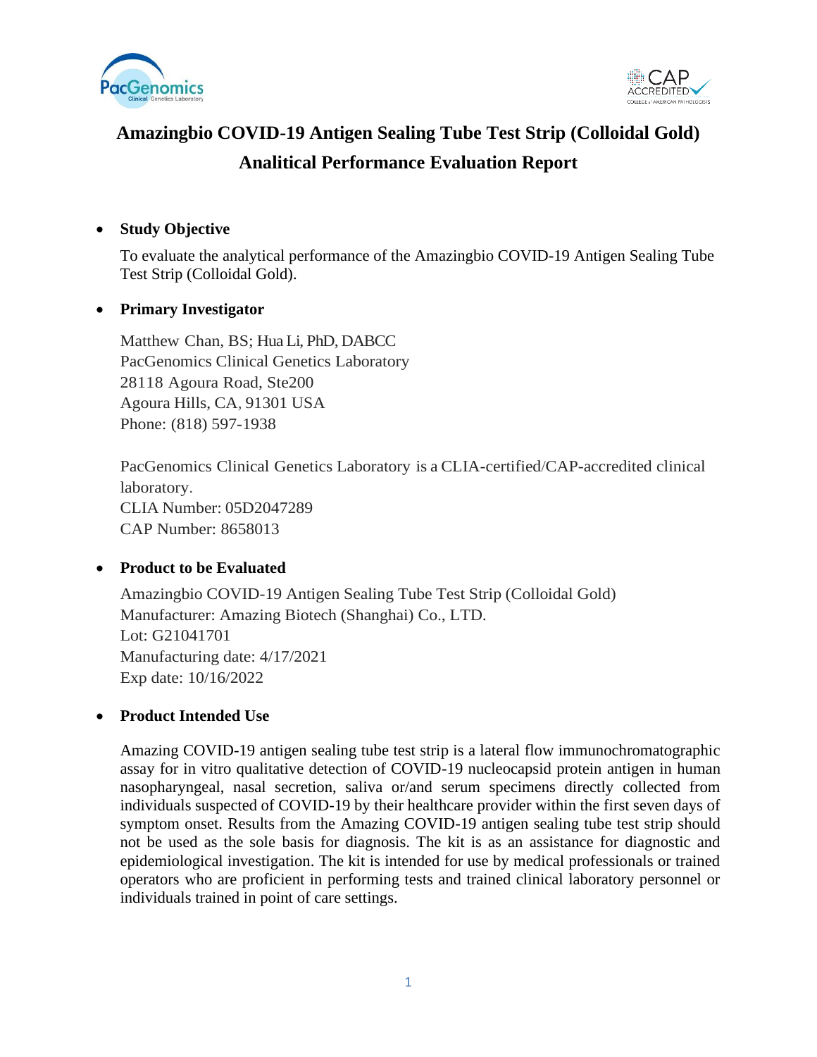# Amazingbio COVID-19 Antigen Sealing Tube Test Strip (Colloidal Gold) Analitical Performance Evaluation Report

- **Study Objective**

  To evaluate the analytical performance of the Amazingbio COVID-19 Antigen Sealing Tube Test Strip (Colloidal Gold).

- **Primary Investigator**

  Matthew Chan, BS; Hua Li, PhD, DABCC
  PacGenomics Clinical Genetics Laboratory
  28118 Agoura Road, Ste200
  Agoura Hills, CA, 91301 USA
  Phone: (818) 597-1938

  PacGenomics Clinical Genetics Laboratory is a CLIA-certified/CAP-accredited clinical laboratory.
  CLIA Number: 05D2047289
  CAP Number: 8658013

- **Product to be Evaluated**

  Amazingbio COVID-19 Antigen Sealing Tube Test Strip (Colloidal Gold)
  Manufacturer: Amazing Biotech (Shanghai) Co., LTD.
  Lot: G21041701
  Manufacturing date: 4/17/2021
  Exp date: 10/16/2022

- **Product Intended Use**

  Amazing COVID-19 antigen sealing tube test strip is a lateral flow immunochromatographic assay for in vitro qualitative detection of COVID-19 nucleocapsid protein antigen in human nasopharyngeal, nasal secretion, saliva or/and serum specimens directly collected from individuals suspected of COVID-19 by their healthcare provider within the first seven days of symptom onset. Results from the Amazing COVID-19 antigen sealing tube test strip should not be used as the sole basis for diagnosis. The kit is as an assistance for diagnostic and epidemiological investigation. The kit is intended for use by medical professionals or trained operators who are proficient in performing tests and trained clinical laboratory personnel or individuals trained in point of care settings.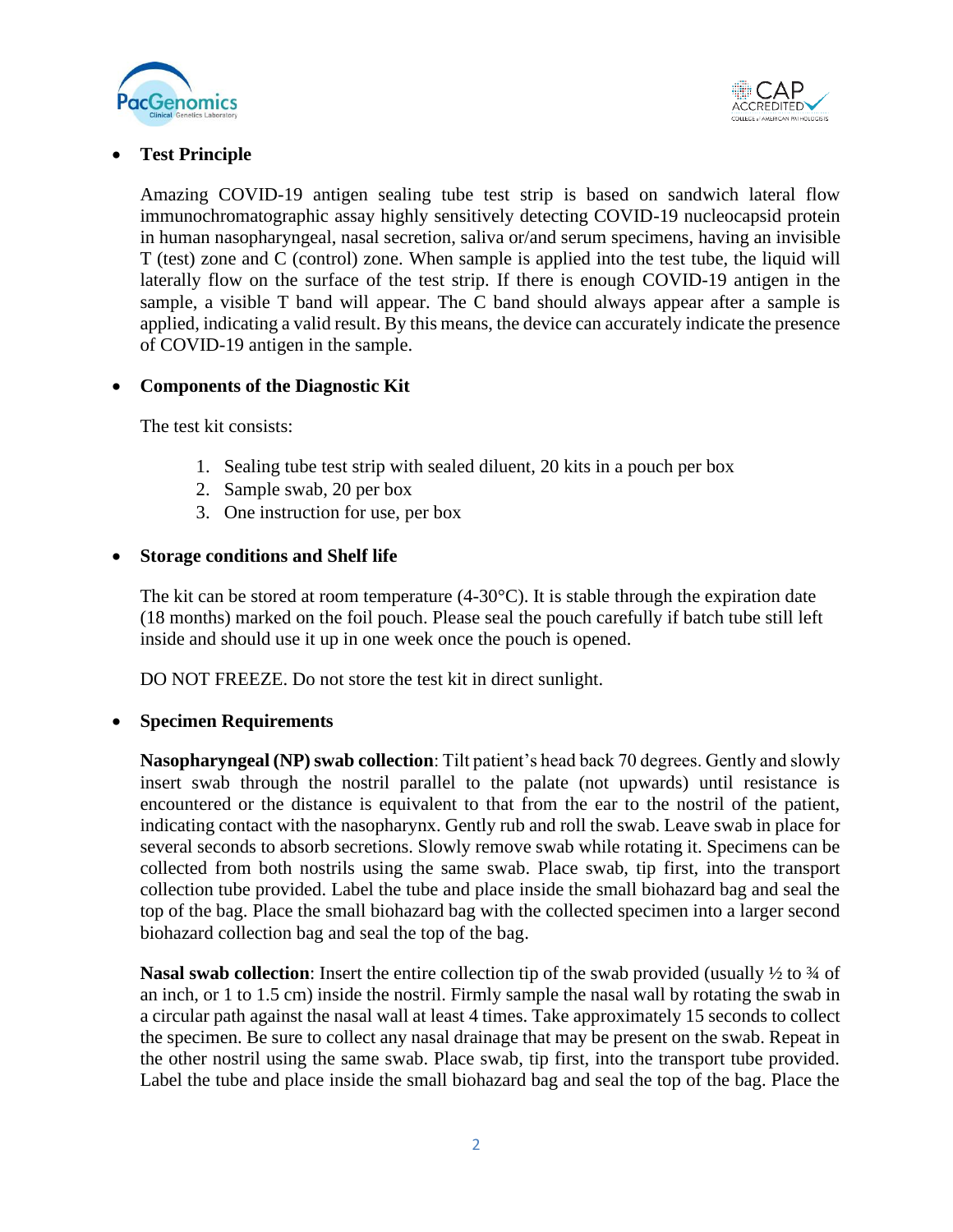- **Test Principle**

  Amazing COVID-19 antigen sealing tube test strip is based on sandwich lateral flow immunochromatographic assay highly sensitively detecting COVID-19 nucleocapsid protein in human nasopharyngeal, nasal secretion, saliva or/and serum specimens, having an invisible T (test) zone and C (control) zone. When sample is applied into the test tube, the liquid will laterally flow on the surface of the test strip. If there is enough COVID-19 antigen in the sample, a visible T band will appear. The C band should always appear after a sample is applied, indicating a valid result. By this means, the device can accurately indicate the presence of COVID-19 antigen in the sample.

- **Components of the Diagnostic Kit**

  The test kit consists:

  1. Sealing tube test strip with sealed diluent, 20 kits in a pouch per box
  2. Sample swab, 20 per box
  3. One instruction for use, per box

- **Storage conditions and Shelf life**

  The kit can be stored at room temperature (4-30°C). It is stable through the expiration date (18 months) marked on the foil pouch. Please seal the pouch carefully if batch tube still left inside and should use it up in one week once the pouch is opened.

  DO NOT FREEZE. Do not store the test kit in direct sunlight.

- **Specimen Requirements**

  **Nasopharyngeal (NP) swab collection**: Tilt patient's head back 70 degrees. Gently and slowly insert swab through the nostril parallel to the palate (not upwards) until resistance is encountered or the distance is equivalent to that from the ear to the nostril of the patient, indicating contact with the nasopharynx. Gently rub and roll the swab. Leave swab in place for several seconds to absorb secretions. Slowly remove swab while rotating it. Specimens can be collected from both nostrils using the same swab. Place swab, tip first, into the transport collection tube provided. Label the tube and place inside the small biohazard bag and seal the top of the bag. Place the small biohazard bag with the collected specimen into a larger second biohazard collection bag and seal the top of the bag.

  **Nasal swab collection**: Insert the entire collection tip of the swab provided (usually ½ to ¾ of an inch, or 1 to 1.5 cm) inside the nostril. Firmly sample the nasal wall by rotating the swab in a circular path against the nasal wall at least 4 times. Take approximately 15 seconds to collect the specimen. Be sure to collect any nasal drainage that may be present on the swab. Repeat in the other nostril using the same swab. Place swab, tip first, into the transport tube provided. Label the tube and place inside the small biohazard bag and seal the top of the bag. Place the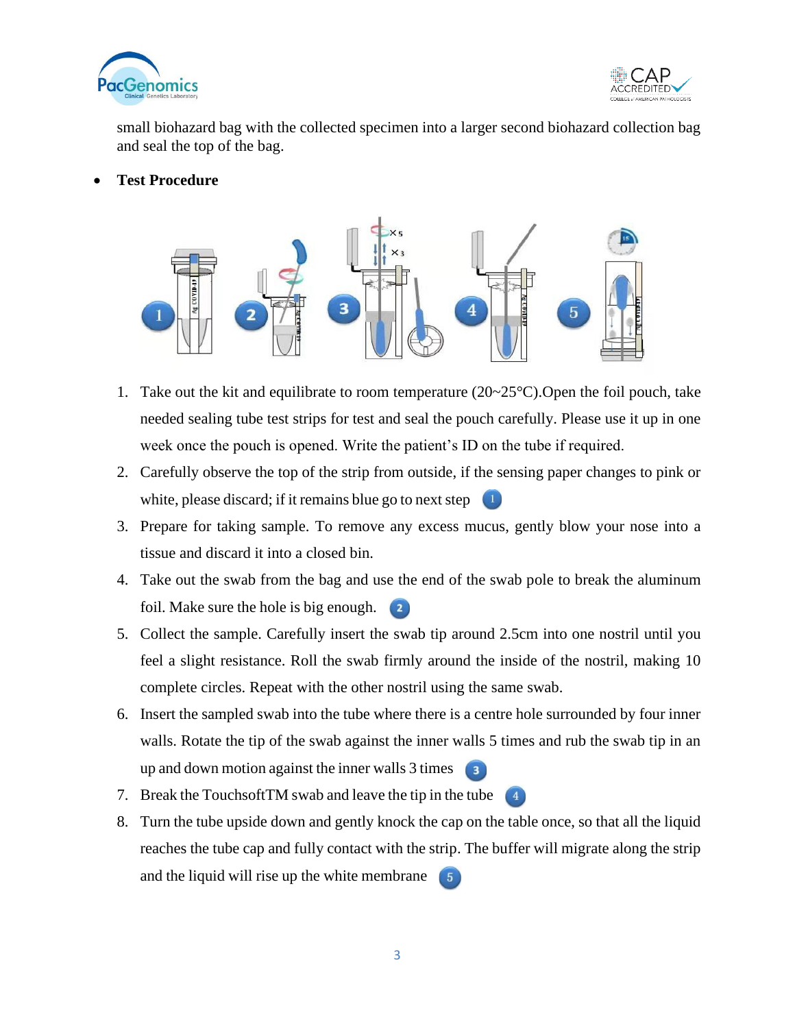small biohazard bag with the collected specimen into a larger second biohazard collection bag and seal the top of the bag.

- **Test Procedure**

1. Take out the kit and equilibrate to room temperature (20~25°C).Open the foil pouch, take needed sealing tube test strips for test and seal the pouch carefully. Please use it up in one week once the pouch is opened. Write the patient's ID on the tube if required.
2. Carefully observe the top of the strip from outside, if the sensing paper changes to pink or white, please discard; if it remains blue go to next step (1)
3. Prepare for taking sample. To remove any excess mucus, gently blow your nose into a tissue and discard it into a closed bin.
4. Take out the swab from the bag and use the end of the swab pole to break the aluminum foil. Make sure the hole is big enough. (2)
5. Collect the sample. Carefully insert the swab tip around 2.5cm into one nostril until you feel a slight resistance. Roll the swab firmly around the inside of the nostril, making 10 complete circles. Repeat with the other nostril using the same swab.
6. Insert the sampled swab into the tube where there is a centre hole surrounded by four inner walls. Rotate the tip of the swab against the inner walls 5 times and rub the swab tip in an up and down motion against the inner walls 3 times (3)
7. Break the TouchsoftTM swab and leave the tip in the tube (4)
8. Turn the tube upside down and gently knock the cap on the table once, so that all the liquid reaches the tube cap and fully contact with the strip. The buffer will migrate along the strip and the liquid will rise up the white membrane (5)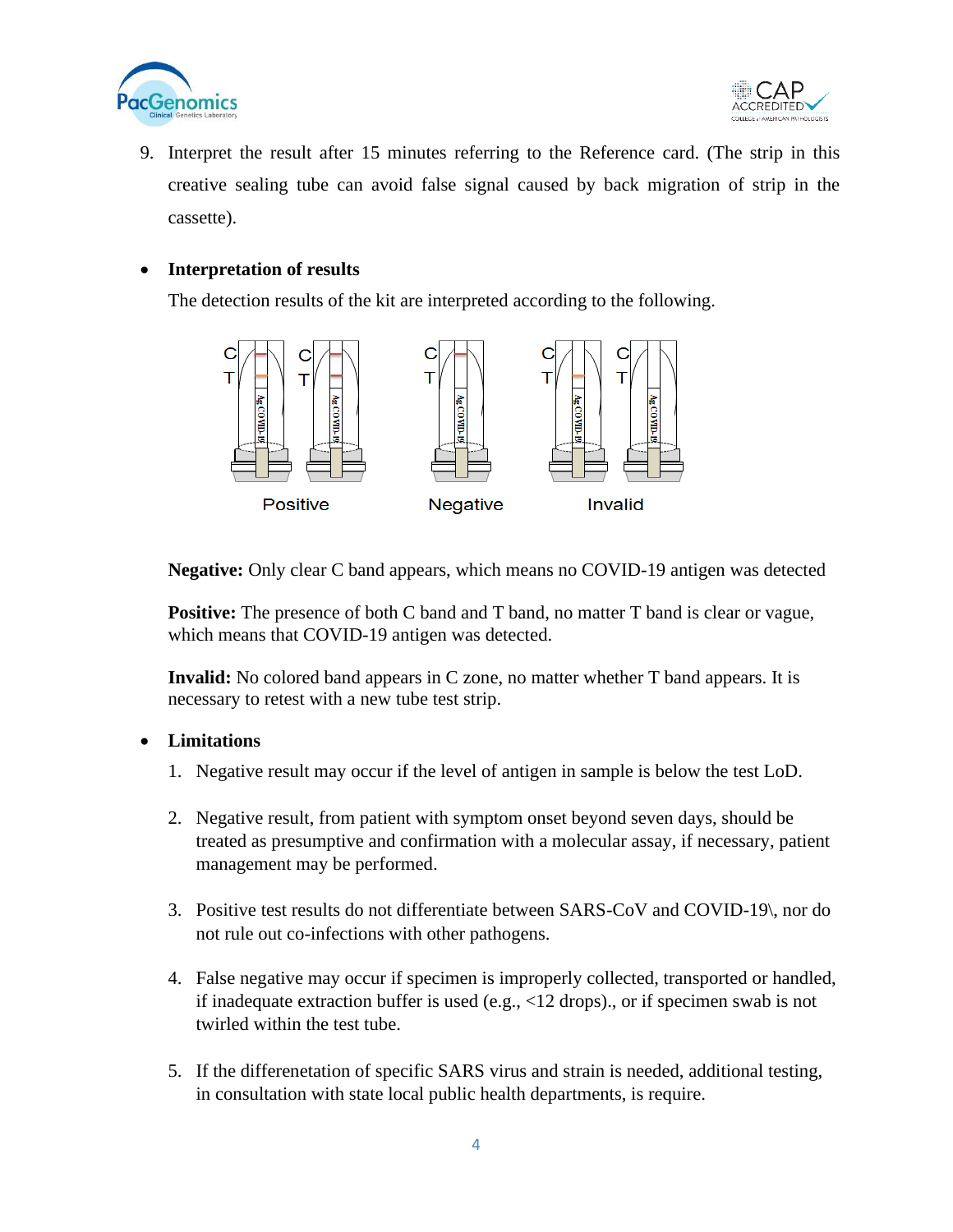9. Interpret the result after 15 minutes referring to the Reference card. (The strip in this creative sealing tube can avoid false signal caused by back migration of strip in the cassette).

- **Interpretation of results**

  The detection results of the kit are interpreted according to the following.

  Positive    Negative    Invalid

  **Negative:** Only clear C band appears, which means no COVID-19 antigen was detected

  **Positive:** The presence of both C band and T band, no matter T band is clear or vague, which means that COVID-19 antigen was detected.

  **Invalid:** No colored band appears in C zone, no matter whether T band appears. It is necessary to retest with a new tube test strip.

- **Limitations**

  1. Negative result may occur if the level of antigen in sample is below the test LoD.

  2. Negative result, from patient with symptom onset beyond seven days, should be treated as presumptive and confirmation with a molecular assay, if necessary, patient management may be performed.

  3. Positive test results do not differentiate between SARS-CoV and COVID-19\, nor do not rule out co-infections with other pathogens.

  4. False negative may occur if specimen is improperly collected, transported or handled, if inadequate extraction buffer is used (e.g., <12 drops)., or if specimen swab is not twirled within the test tube.

  5. If the differenetation of specific SARS virus and strain is needed, additional testing, in consultation with state local public health departments, is require.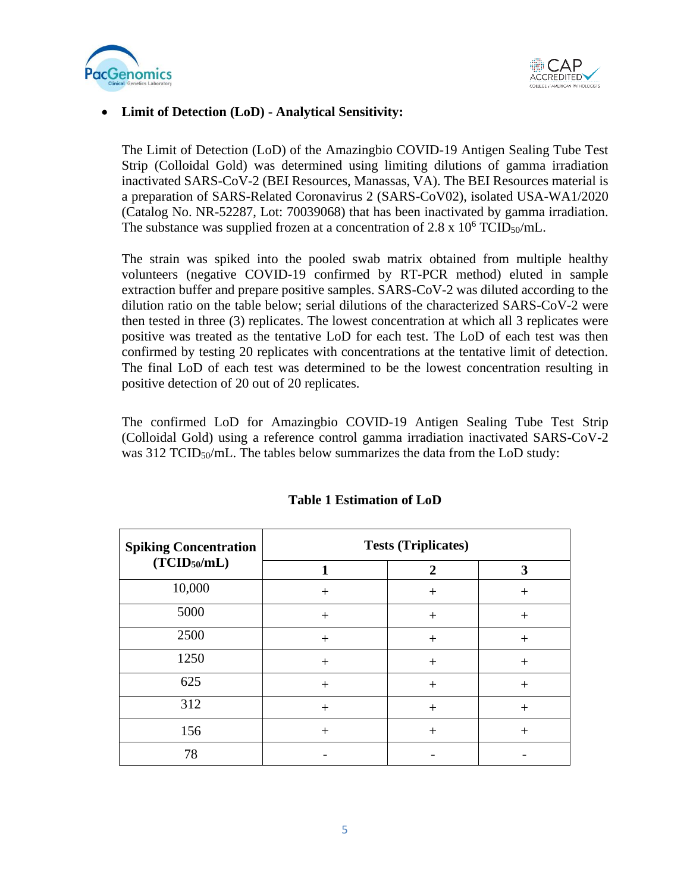- **Limit of Detection (LoD) - Analytical Sensitivity:**

  The Limit of Detection (LoD) of the Amazingbio COVID-19 Antigen Sealing Tube Test Strip (Colloidal Gold) was determined using limiting dilutions of gamma irradiation inactivated SARS-CoV-2 (BEI Resources, Manassas, VA). The BEI Resources material is a preparation of SARS-Related Coronavirus 2 (SARS-CoV02), isolated USA-WA1/2020 (Catalog No. NR-52287, Lot: 70039068) that has been inactivated by gamma irradiation. The substance was supplied frozen at a concentration of $2.8 \times 10^6$ $TCID_{50}$/mL.

  The strain was spiked into the pooled swab matrix obtained from multiple healthy volunteers (negative COVID-19 confirmed by RT-PCR method) eluted in sample extraction buffer and prepare positive samples. SARS-CoV-2 was diluted according to the dilution ratio on the table below; serial dilutions of the characterized SARS-CoV-2 were then tested in three (3) replicates. The lowest concentration at which all 3 replicates were positive was treated as the tentative LoD for each test. The LoD of each test was then confirmed by testing 20 replicates with concentrations at the tentative limit of detection. The final LoD of each test was determined to be the lowest concentration resulting in positive detection of 20 out of 20 replicates.

  The confirmed LoD for Amazingbio COVID-19 Antigen Sealing Tube Test Strip (Colloidal Gold) using a reference control gamma irradiation inactivated SARS-CoV-2 was 312 $TCID_{50}$/mL. The tables below summarizes the data from the LoD study:

**Table 1 Estimation of LoD**

| Spiking Concentration ($TCID_{50}$/mL) | Tests (Triplicates) | | |
|---|---|---|---|
| | 1 | 2 | 3 |
| 10,000 | + | + | + |
| 5000 | + | + | + |
| 2500 | + | + | + |
| 1250 | + | + | + |
| 625 | + | + | + |
| 312 | + | + | + |
| 156 | + | + | + |
| 78 | - | - | - |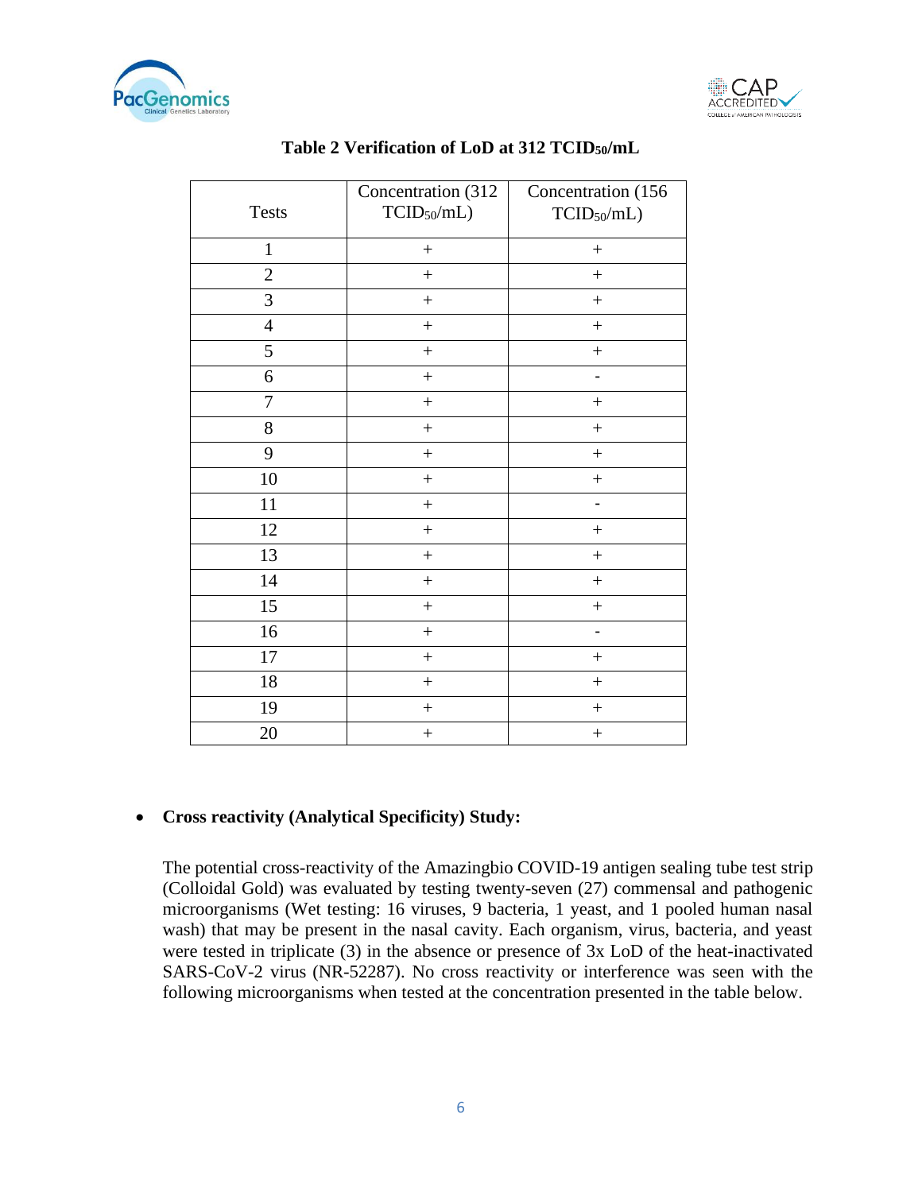**Table 2 Verification of LoD at 312 $TCID_{50}$/mL**

| Tests | Concentration (312 $TCID_{50}$/mL) | Concentration (156 $TCID_{50}$/mL) |
|---|---|---|
| 1 | + | + |
| 2 | + | + |
| 3 | + | + |
| 4 | + | + |
| 5 | + | + |
| 6 | + | - |
| 7 | + | + |
| 8 | + | + |
| 9 | + | + |
| 10 | + | + |
| 11 | + | - |
| 12 | + | + |
| 13 | + | + |
| 14 | + | + |
| 15 | + | + |
| 16 | + | - |
| 17 | + | + |
| 18 | + | + |
| 19 | + | + |
| 20 | + | + |

- **Cross reactivity (Analytical Specificity) Study:**

  The potential cross-reactivity of the Amazingbio COVID-19 antigen sealing tube test strip (Colloidal Gold) was evaluated by testing twenty-seven (27) commensal and pathogenic microorganisms (Wet testing: 16 viruses, 9 bacteria, 1 yeast, and 1 pooled human nasal wash) that may be present in the nasal cavity. Each organism, virus, bacteria, and yeast were tested in triplicate (3) in the absence or presence of 3x LoD of the heat-inactivated SARS-CoV-2 virus (NR-52287). No cross reactivity or interference was seen with the following microorganisms when tested at the concentration presented in the table below.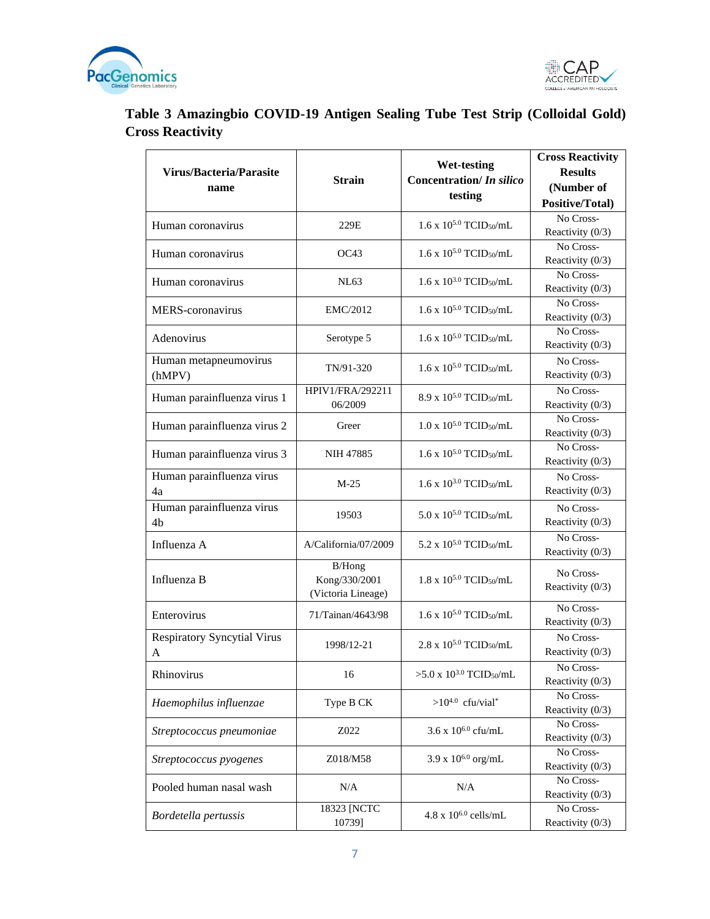## Table 3 Amazingbio COVID-19 Antigen Sealing Tube Test Strip (Colloidal Gold) Cross Reactivity

| Virus/Bacteria/Parasite name | Strain | Wet-testing Concentration/ *In silico* testing | Cross Reactivity Results (Number of Positive/Total) |
|---|---|---|---|
| Human coronavirus | 229E | 1.6 x $10^{5.0}$ $TCID_{50}$/mL | No Cross-Reactivity (0/3) |
| Human coronavirus | OC43 | 1.6 x $10^{5.0}$ $TCID_{50}$/mL | No Cross-Reactivity (0/3) |
| Human coronavirus | NL63 | 1.6 x $10^{3.0}$ $TCID_{50}$/mL | No Cross-Reactivity (0/3) |
| MERS-coronavirus | EMC/2012 | 1.6 x $10^{5.0}$ $TCID_{50}$/mL | No Cross-Reactivity (0/3) |
| Adenovirus | Serotype 5 | 1.6 x $10^{5.0}$ $TCID_{50}$/mL | No Cross-Reactivity (0/3) |
| Human metapneumovirus (hMPV) | TN/91-320 | 1.6 x $10^{5.0}$ $TCID_{50}$/mL | No Cross-Reactivity (0/3) |
| Human parainfluenza virus 1 | HPIV1/FRA/292211 06/2009 | 8.9 x $10^{5.0}$ $TCID_{50}$/mL | No Cross-Reactivity (0/3) |
| Human parainfluenza virus 2 | Greer | 1.0 x $10^{5.0}$ $TCID_{50}$/mL | No Cross-Reactivity (0/3) |
| Human parainfluenza virus 3 | NIH 47885 | 1.6 x $10^{5.0}$ $TCID_{50}$/mL | No Cross-Reactivity (0/3) |
| Human parainfluenza virus 4a | M-25 | 1.6 x $10^{3.0}$ $TCID_{50}$/mL | No Cross-Reactivity (0/3) |
| Human parainfluenza virus 4b | 19503 | 5.0 x $10^{5.0}$ $TCID_{50}$/mL | No Cross-Reactivity (0/3) |
| Influenza A | A/California/07/2009 | 5.2 x $10^{5.0}$ $TCID_{50}$/mL | No Cross-Reactivity (0/3) |
| Influenza B | B/Hong Kong/330/2001 (Victoria Lineage) | 1.8 x $10^{5.0}$ $TCID_{50}$/mL | No Cross-Reactivity (0/3) |
| Enterovirus | 71/Tainan/4643/98 | 1.6 x $10^{5.0}$ $TCID_{50}$/mL | No Cross-Reactivity (0/3) |
| Respiratory Syncytial Virus A | 1998/12-21 | 2.8 x $10^{5.0}$ $TCID_{50}$/mL | No Cross-Reactivity (0/3) |
| Rhinovirus | 16 | >5.0 x $10^{3.0}$ $TCID_{50}$/mL | No Cross-Reactivity (0/3) |
| *Haemophilus influenzae* | Type B CK | >$10^{4.0}$ cfu/vial* | No Cross-Reactivity (0/3) |
| *Streptococcus pneumoniae* | Z022 | 3.6 x $10^{6.0}$ cfu/mL | No Cross-Reactivity (0/3) |
| *Streptococcus pyogenes* | Z018/M58 | 3.9 x $10^{6.0}$ org/mL | No Cross-Reactivity (0/3) |
| Pooled human nasal wash | N/A | N/A | No Cross-Reactivity (0/3) |
| *Bordetella pertussis* | 18323 [NCTC 10739] | 4.8 x $10^{6.0}$ cells/mL | No Cross-Reactivity (0/3) |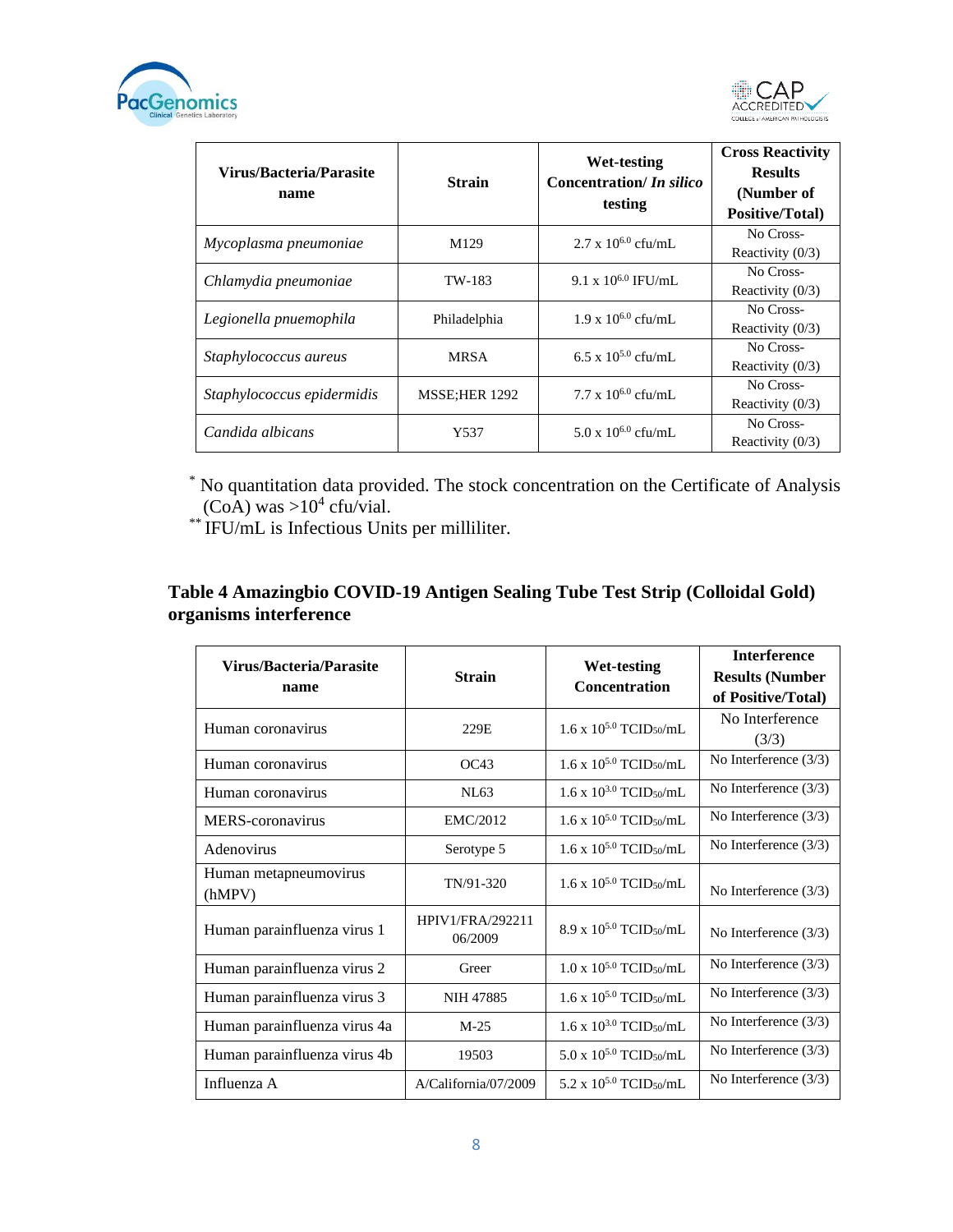| Virus/Bacteria/Parasite name | Strain | Wet-testing Concentration/ *In silico* testing | Cross Reactivity Results (Number of Positive/Total) |
|---|---|---|---|
| *Mycoplasma pneumoniae* | M129 | $2.7 \times 10^{6.0}$ cfu/mL | No Cross-Reactivity (0/3) |
| *Chlamydia pneumoniae* | TW-183 | $9.1 \times 10^{6.0}$ IFU/mL | No Cross-Reactivity (0/3) |
| *Legionella pnuemophila* | Philadelphia | $1.9 \times 10^{6.0}$ cfu/mL | No Cross-Reactivity (0/3) |
| *Staphylococcus aureus* | MRSA | $6.5 \times 10^{5.0}$ cfu/mL | No Cross-Reactivity (0/3) |
| *Staphylococcus epidermidis* | MSSE;HER 1292 | $7.7 \times 10^{6.0}$ cfu/mL | No Cross-Reactivity (0/3) |
| *Candida albicans* | Y537 | $5.0 \times 10^{6.0}$ cfu/mL | No Cross-Reactivity (0/3) |

\* No quantitation data provided. The stock concentration on the Certificate of Analysis (CoA) was $>10^4$ cfu/vial.

\*\* IFU/mL is Infectious Units per milliliter.

### Table 4 Amazingbio COVID-19 Antigen Sealing Tube Test Strip (Colloidal Gold) organisms interference

| Virus/Bacteria/Parasite name | Strain | Wet-testing Concentration | Interference Results (Number of Positive/Total) |
|---|---|---|---|
| Human coronavirus | 229E | $1.6 \times 10^{5.0}$ $TCID_{50}$/mL | No Interference (3/3) |
| Human coronavirus | OC43 | $1.6 \times 10^{5.0}$ $TCID_{50}$/mL | No Interference (3/3) |
| Human coronavirus | NL63 | $1.6 \times 10^{3.0}$ $TCID_{50}$/mL | No Interference (3/3) |
| MERS-coronavirus | EMC/2012 | $1.6 \times 10^{5.0}$ $TCID_{50}$/mL | No Interference (3/3) |
| Adenovirus | Serotype 5 | $1.6 \times 10^{5.0}$ $TCID_{50}$/mL | No Interference (3/3) |
| Human metapneumovirus (hMPV) | TN/91-320 | $1.6 \times 10^{5.0}$ $TCID_{50}$/mL | No Interference (3/3) |
| Human parainfluenza virus 1 | HPIV1/FRA/292211 06/2009 | $8.9 \times 10^{5.0}$ $TCID_{50}$/mL | No Interference (3/3) |
| Human parainfluenza virus 2 | Greer | $1.0 \times 10^{5.0}$ $TCID_{50}$/mL | No Interference (3/3) |
| Human parainfluenza virus 3 | NIH 47885 | $1.6 \times 10^{5.0}$ $TCID_{50}$/mL | No Interference (3/3) |
| Human parainfluenza virus 4a | M-25 | $1.6 \times 10^{3.0}$ $TCID_{50}$/mL | No Interference (3/3) |
| Human parainfluenza virus 4b | 19503 | $5.0 \times 10^{5.0}$ $TCID_{50}$/mL | No Interference (3/3) |
| Influenza A | A/California/07/2009 | $5.2 \times 10^{5.0}$ $TCID_{50}$/mL | No Interference (3/3) |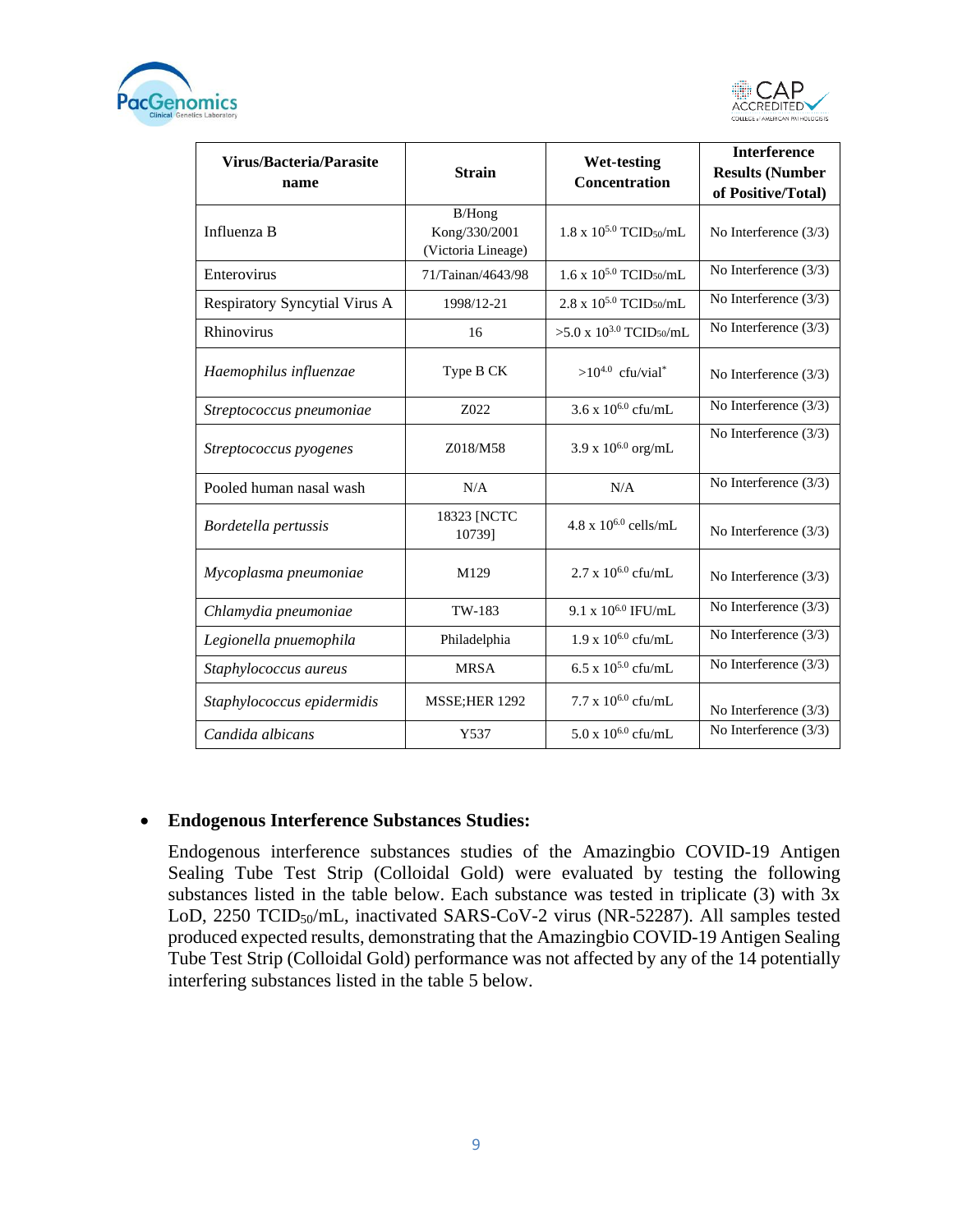| Virus/Bacteria/Parasite name | Strain | Wet-testing Concentration | Interference Results (Number of Positive/Total) |
|---|---|---|---|
| Influenza B | B/Hong Kong/330/2001 (Victoria Lineage) | $1.8 \times 10^{5.0}$ $TCID_{50}$/mL | No Interference (3/3) |
| Enterovirus | 71/Tainan/4643/98 | $1.6 \times 10^{5.0}$ $TCID_{50}$/mL | No Interference (3/3) |
| Respiratory Syncytial Virus A | 1998/12-21 | $2.8 \times 10^{5.0}$ $TCID_{50}$/mL | No Interference (3/3) |
| Rhinovirus | 16 | $>5.0 \times 10^{3.0}$ $TCID_{50}$/mL | No Interference (3/3) |
| *Haemophilus influenzae* | Type B CK | $>10^{4.0}$ cfu/vial* | No Interference (3/3) |
| *Streptococcus pneumoniae* | Z022 | $3.6 \times 10^{6.0}$ cfu/mL | No Interference (3/3) |
| *Streptococcus pyogenes* | Z018/M58 | $3.9 \times 10^{6.0}$ org/mL | No Interference (3/3) |
| Pooled human nasal wash | N/A | N/A | No Interference (3/3) |
| *Bordetella pertussis* | 18323 [NCTC 10739] | $4.8 \times 10^{6.0}$ cells/mL | No Interference (3/3) |
| *Mycoplasma pneumoniae* | M129 | $2.7 \times 10^{6.0}$ cfu/mL | No Interference (3/3) |
| *Chlamydia pneumoniae* | TW-183 | $9.1 \times 10^{6.0}$ IFU/mL | No Interference (3/3) |
| *Legionella pnuemophila* | Philadelphia | $1.9 \times 10^{6.0}$ cfu/mL | No Interference (3/3) |
| *Staphylococcus aureus* | MRSA | $6.5 \times 10^{5.0}$ cfu/mL | No Interference (3/3) |
| *Staphylococcus epidermidis* | MSSE;HER 1292 | $7.7 \times 10^{6.0}$ cfu/mL | No Interference (3/3) |
| *Candida albicans* | Y537 | $5.0 \times 10^{6.0}$ cfu/mL | No Interference (3/3) |

- **Endogenous Interference Substances Studies:**

  Endogenous interference substances studies of the Amazingbio COVID-19 Antigen Sealing Tube Test Strip (Colloidal Gold) were evaluated by testing the following substances listed in the table below. Each substance was tested in triplicate (3) with 3x LoD, 2250 $TCID_{50}$/mL, inactivated SARS-CoV-2 virus (NR-52287). All samples tested produced expected results, demonstrating that the Amazingbio COVID-19 Antigen Sealing Tube Test Strip (Colloidal Gold) performance was not affected by any of the 14 potentially interfering substances listed in the table 5 below.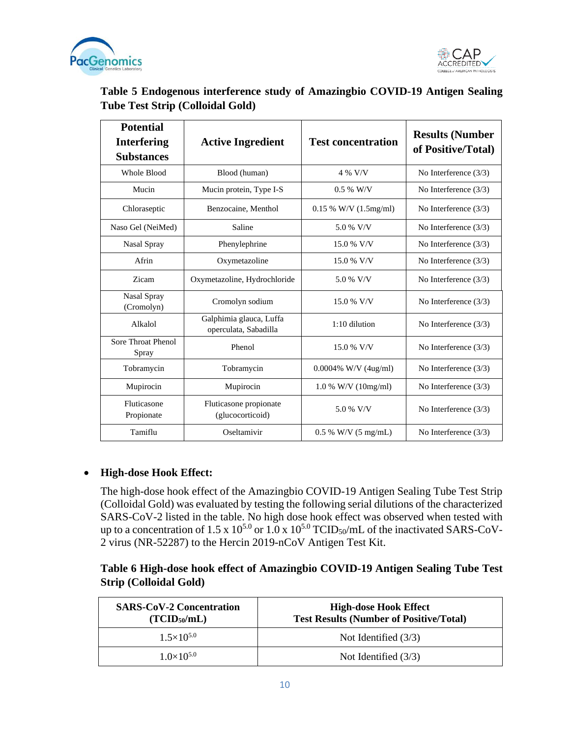**Table 5 Endogenous interference study of Amazingbio COVID-19 Antigen Sealing Tube Test Strip (Colloidal Gold)**

| Potential Interfering Substances | Active Ingredient | Test concentration | Results (Number of Positive/Total) |
|---|---|---|---|
| Whole Blood | Blood (human) | 4 % V/V | No Interference (3/3) |
| Mucin | Mucin protein, Type I-S | 0.5 % W/V | No Interference (3/3) |
| Chloraseptic | Benzocaine, Menthol | 0.15 % W/V (1.5mg/ml) | No Interference (3/3) |
| Naso Gel (NeiMed) | Saline | 5.0 % V/V | No Interference (3/3) |
| Nasal Spray | Phenylephrine | 15.0 % V/V | No Interference (3/3) |
| Afrin | Oxymetazoline | 15.0 % V/V | No Interference (3/3) |
| Zicam | Oxymetazoline, Hydrochloride | 5.0 % V/V | No Interference (3/3) |
| Nasal Spray (Cromolyn) | Cromolyn sodium | 15.0 % V/V | No Interference (3/3) |
| Alkalol | Galphimia glauca, Luffa operculata, Sabadilla | 1:10 dilution | No Interference (3/3) |
| Sore Throat Phenol Spray | Phenol | 15.0 % V/V | No Interference (3/3) |
| Tobramycin | Tobramycin | 0.0004% W/V (4ug/ml) | No Interference (3/3) |
| Mupirocin | Mupirocin | 1.0 % W/V (10mg/ml) | No Interference (3/3) |
| Fluticasone Propionate | Fluticasone propionate (glucocorticoid) | 5.0 % V/V | No Interference (3/3) |
| Tamiflu | Oseltamivir | 0.5 % W/V (5 mg/mL) | No Interference (3/3) |

- **High-dose Hook Effect:**

  The high-dose hook effect of the Amazingbio COVID-19 Antigen Sealing Tube Test Strip (Colloidal Gold) was evaluated by testing the following serial dilutions of the characterized SARS-CoV-2 listed in the table. No high dose hook effect was observed when tested with up to a concentration of 1.5 x $10^{5.0}$ or 1.0 x $10^{5.0}$ $TCID_{50}$/mL of the inactivated SARS-CoV-2 virus (NR-52287) to the Hercin 2019-nCoV Antigen Test Kit.

**Table 6 High-dose hook effect of Amazingbio COVID-19 Antigen Sealing Tube Test Strip (Colloidal Gold)**

| SARS-CoV-2 Concentration ($TCID_{50}$/mL) | High-dose Hook Effect Test Results (Number of Positive/Total) |
|---|---|
| $1.5\times10^{5.0}$ | Not Identified (3/3) |
| $1.0\times10^{5.0}$ | Not Identified (3/3) |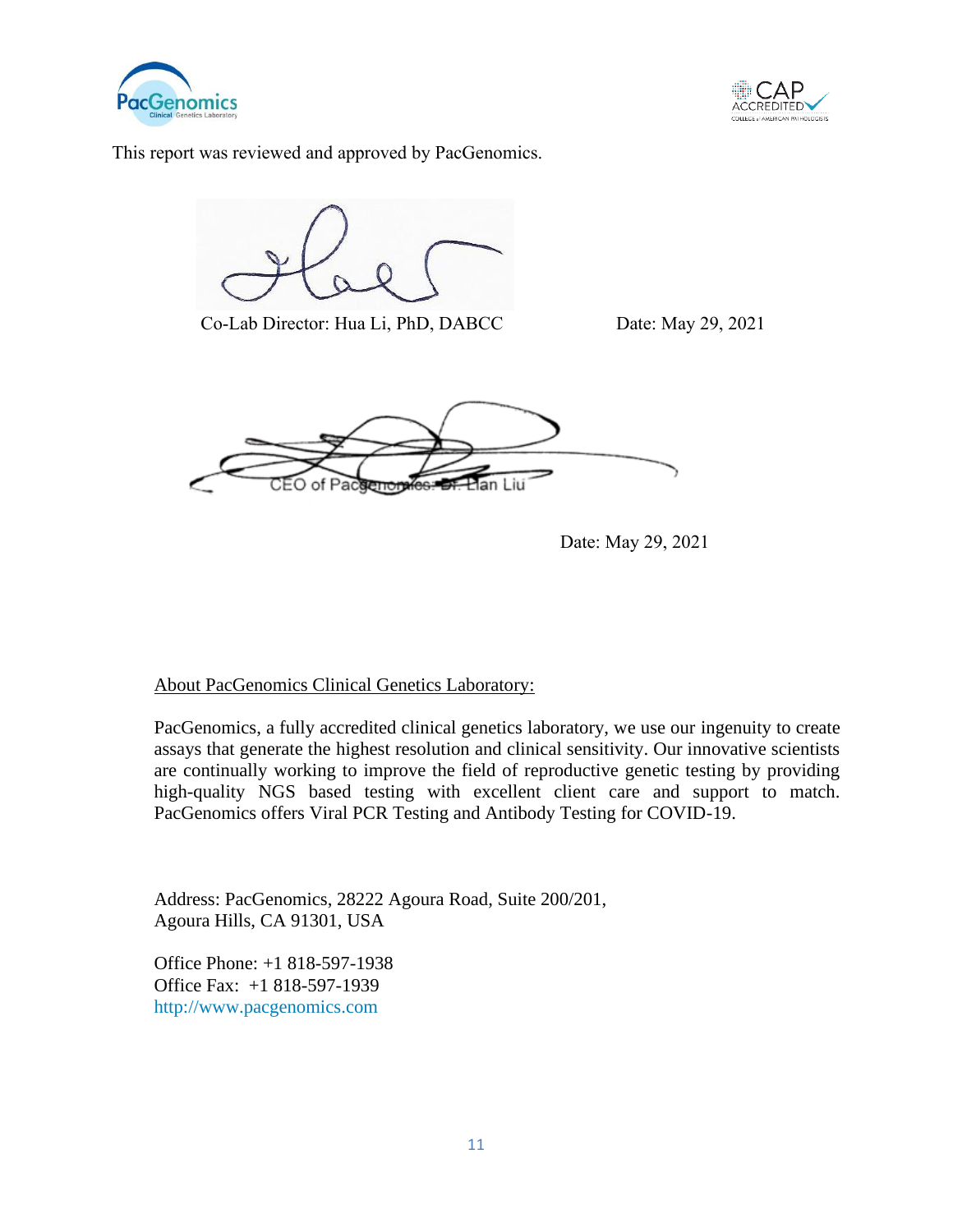This report was reviewed and approved by PacGenomics.

Co-Lab Director: Hua Li, PhD, DABCC Date: May 29, 2021

CEO of Pacgenomics: Dr. Lian Liu

Date: May 29, 2021

About PacGenomics Clinical Genetics Laboratory:

PacGenomics, a fully accredited clinical genetics laboratory, we use our ingenuity to create assays that generate the highest resolution and clinical sensitivity. Our innovative scientists are continually working to improve the field of reproductive genetic testing by providing high-quality NGS based testing with excellent client care and support to match. PacGenomics offers Viral PCR Testing and Antibody Testing for COVID-19.

Address: PacGenomics, 28222 Agoura Road, Suite 200/201,
Agoura Hills, CA 91301, USA

Office Phone: +1 818-597-1938
Office Fax: +1 818-597-1939
http://www.pacgenomics.com